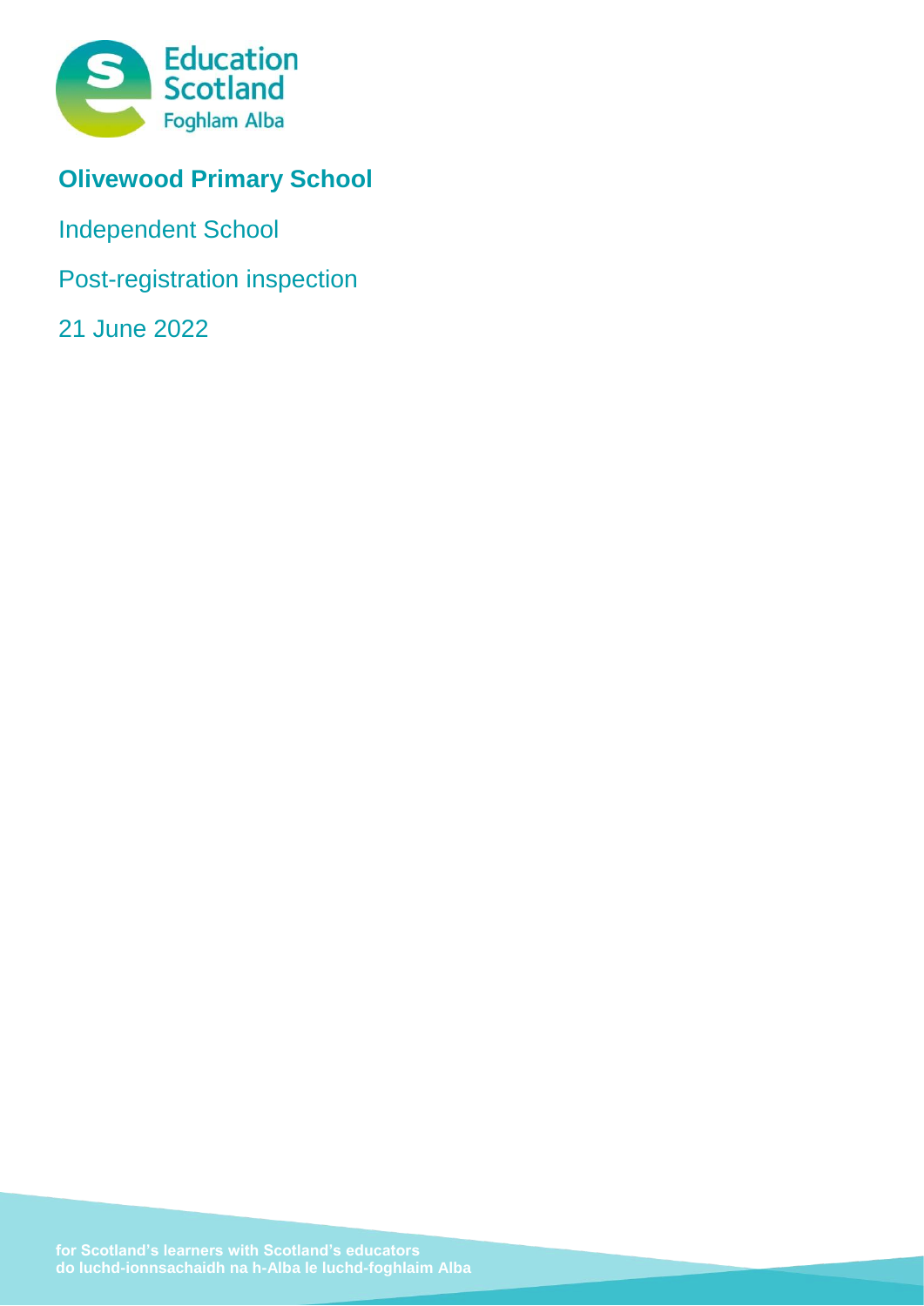# Olivewood Primary School

Independent School

Post-registration inspection

21 June 2022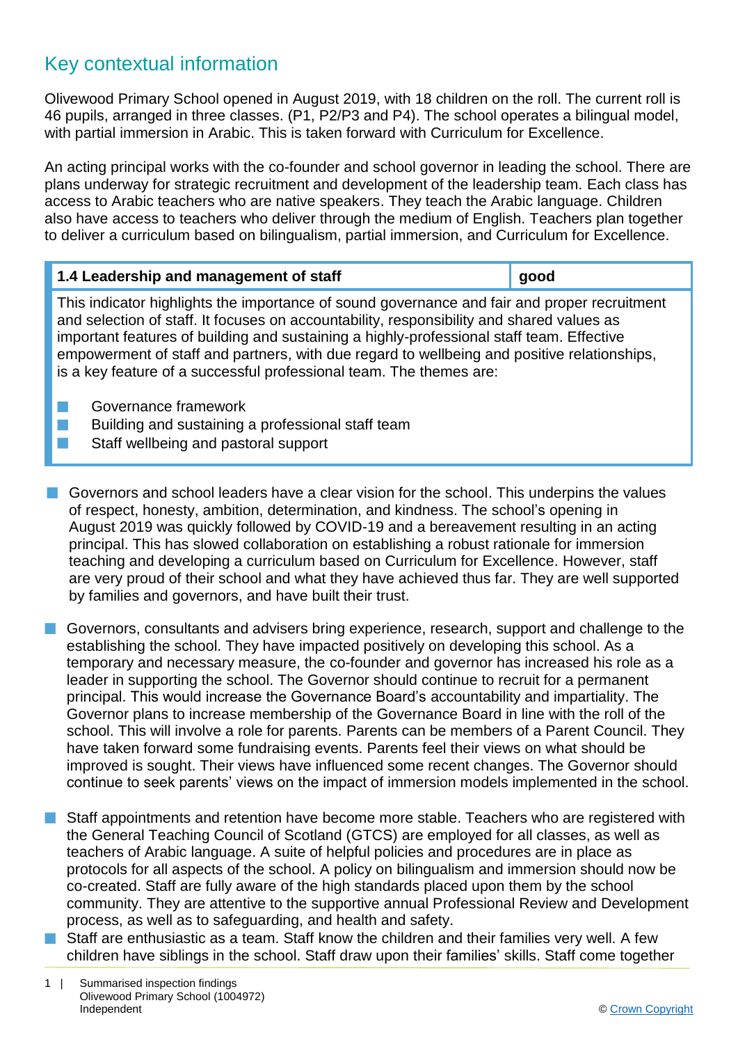## Key contextual information

Olivewood Primary School opened in August 2019, with 18 children on the roll. The current roll is 46 pupils, arranged in three classes. (P1, P2/P3 and P4). The school operates a bilingual model, with partial immersion in Arabic. This is taken forward with Curriculum for Excellence.

An acting principal works with the co-founder and school governor in leading the school. There are plans underway for strategic recruitment and development of the leadership team. Each class has access to Arabic teachers who are native speakers. They teach the Arabic language. Children also have access to teachers who deliver through the medium of English. Teachers plan together to deliver a curriculum based on bilingualism, partial immersion, and Curriculum for Excellence.

| 1.4 Leadership and management of staff | good |
|---|---|

This indicator highlights the importance of sound governance and fair and proper recruitment and selection of staff. It focuses on accountability, responsibility and shared values as important features of building and sustaining a highly-professional staff team. Effective empowerment of staff and partners, with due regard to wellbeing and positive relationships, is a key feature of a successful professional team. The themes are:

- Governance framework
- Building and sustaining a professional staff team
- Staff wellbeing and pastoral support

- Governors and school leaders have a clear vision for the school. This underpins the values of respect, honesty, ambition, determination, and kindness. The school's opening in August 2019 was quickly followed by COVID-19 and a bereavement resulting in an acting principal. This has slowed collaboration on establishing a robust rationale for immersion teaching and developing a curriculum based on Curriculum for Excellence. However, staff are very proud of their school and what they have achieved thus far. They are well supported by families and governors, and have built their trust.

- Governors, consultants and advisers bring experience, research, support and challenge to the establishing the school. They have impacted positively on developing this school. As a temporary and necessary measure, the co-founder and governor has increased his role as a leader in supporting the school. The Governor should continue to recruit for a permanent principal. This would increase the Governance Board's accountability and impartiality. The Governor plans to increase membership of the Governance Board in line with the roll of the school. This will involve a role for parents. Parents can be members of a Parent Council. They have taken forward some fundraising events. Parents feel their views on what should be improved is sought. Their views have influenced some recent changes. The Governor should continue to seek parents' views on the impact of immersion models implemented in the school.

- Staff appointments and retention have become more stable. Teachers who are registered with the General Teaching Council of Scotland (GTCS) are employed for all classes, as well as teachers of Arabic language. A suite of helpful policies and procedures are in place as protocols for all aspects of the school. A policy on bilingualism and immersion should now be co-created. Staff are fully aware of the high standards placed upon them by the school community. They are attentive to the supportive annual Professional Review and Development process, as well as to safeguarding, and health and safety.
- Staff are enthusiastic as a team. Staff know the children and their families very well. A few children have siblings in the school. Staff draw upon their families' skills. Staff come together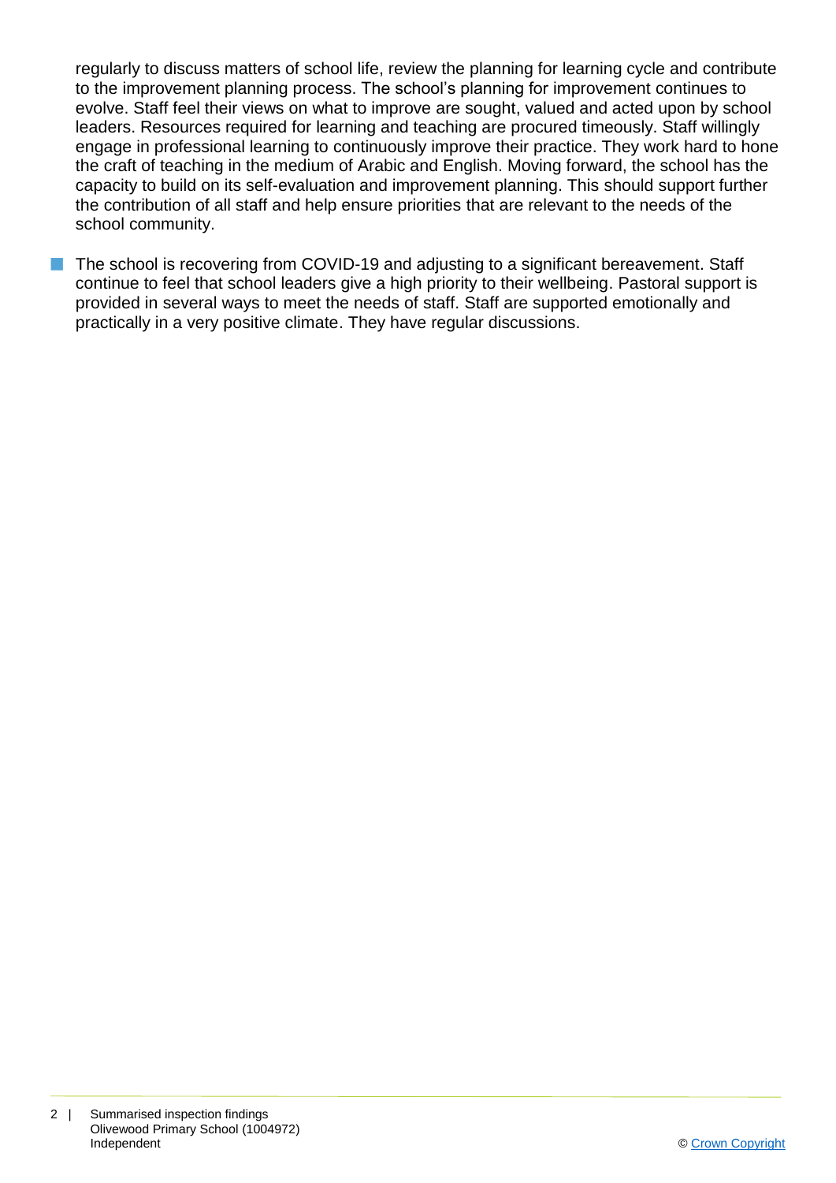regularly to discuss matters of school life, review the planning for learning cycle and contribute to the improvement planning process. The school's planning for improvement continues to evolve. Staff feel their views on what to improve are sought, valued and acted upon by school leaders. Resources required for learning and teaching are procured timeously. Staff willingly engage in professional learning to continuously improve their practice. They work hard to hone the craft of teaching in the medium of Arabic and English. Moving forward, the school has the capacity to build on its self-evaluation and improvement planning. This should support further the contribution of all staff and help ensure priorities that are relevant to the needs of the school community.

- The school is recovering from COVID-19 and adjusting to a significant bereavement. Staff continue to feel that school leaders give a high priority to their wellbeing. Pastoral support is provided in several ways to meet the needs of staff. Staff are supported emotionally and practically in a very positive climate. They have regular discussions.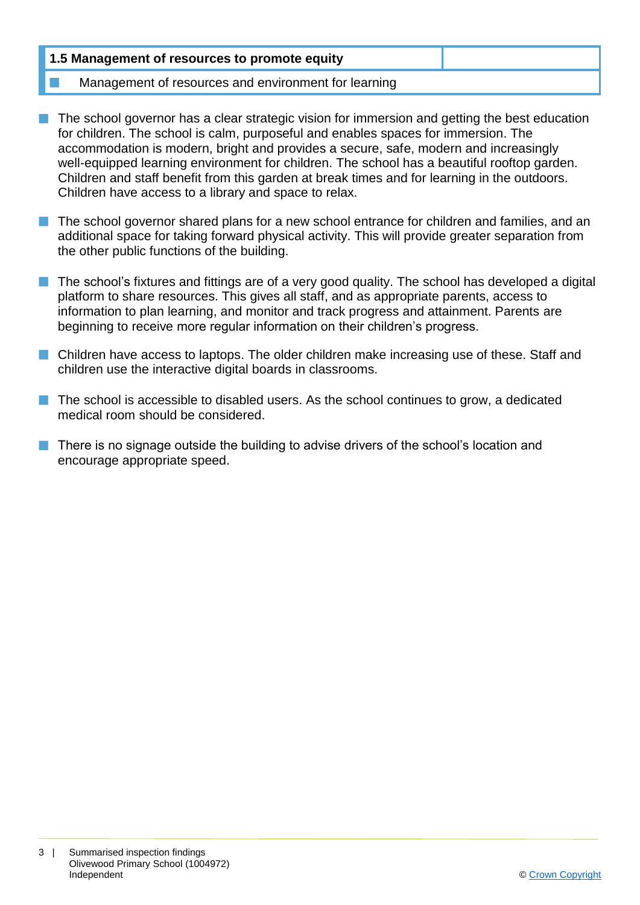| 1.5 Management of resources to promote equity | |
|---|---|
| Management of resources and environment for learning | |

- The school governor has a clear strategic vision for immersion and getting the best education for children. The school is calm, purposeful and enables spaces for immersion. The accommodation is modern, bright and provides a secure, safe, modern and increasingly well-equipped learning environment for children. The school has a beautiful rooftop garden. Children and staff benefit from this garden at break times and for learning in the outdoors. Children have access to a library and space to relax.
- The school governor shared plans for a new school entrance for children and families, and an additional space for taking forward physical activity. This will provide greater separation from the other public functions of the building.
- The school's fixtures and fittings are of a very good quality. The school has developed a digital platform to share resources. This gives all staff, and as appropriate parents, access to information to plan learning, and monitor and track progress and attainment. Parents are beginning to receive more regular information on their children's progress.
- Children have access to laptops. The older children make increasing use of these. Staff and children use the interactive digital boards in classrooms.
- The school is accessible to disabled users. As the school continues to grow, a dedicated medical room should be considered.
- There is no signage outside the building to advise drivers of the school's location and encourage appropriate speed.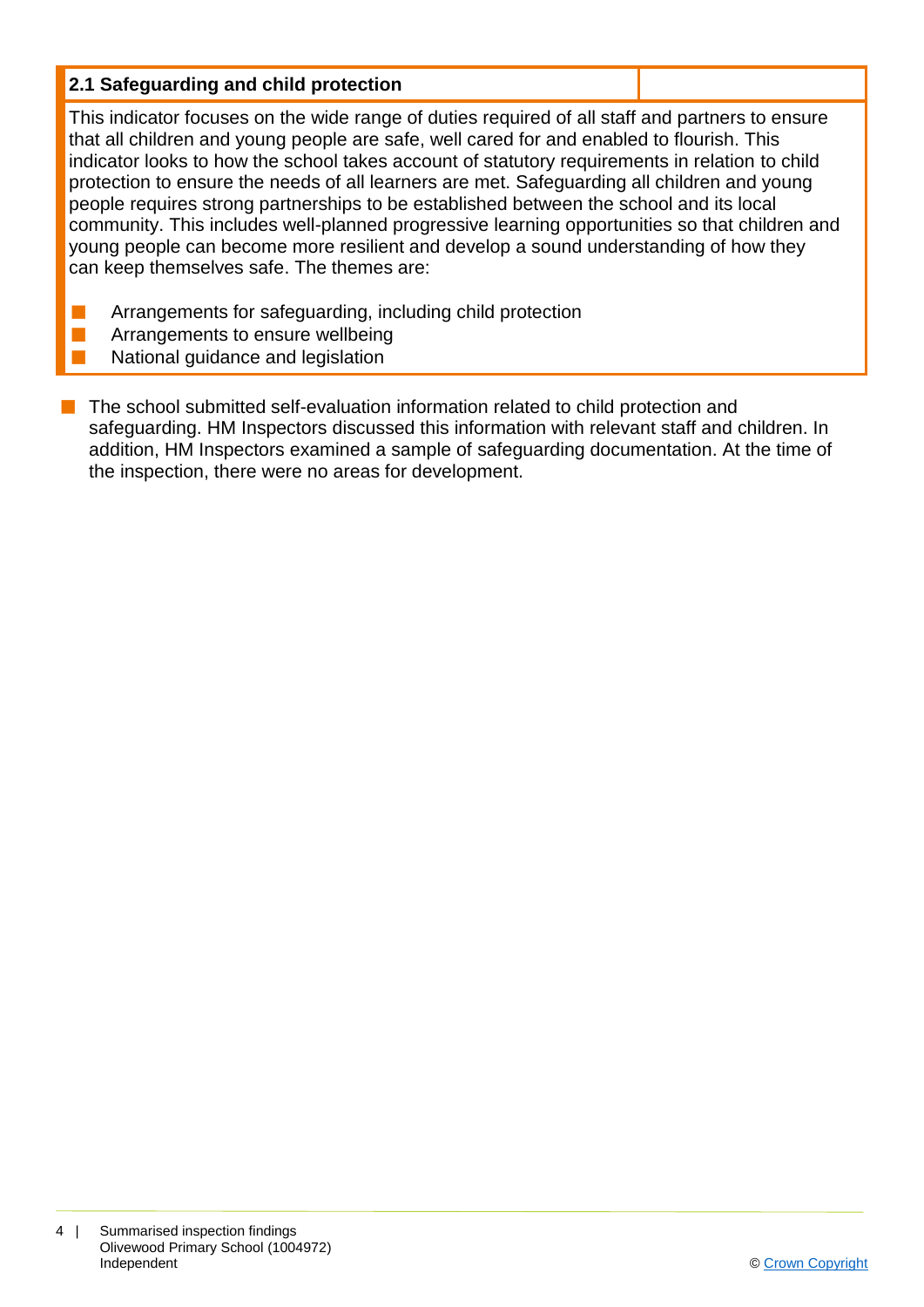## 2.1 Safeguarding and child protection

This indicator focuses on the wide range of duties required of all staff and partners to ensure that all children and young people are safe, well cared for and enabled to flourish. This indicator looks to how the school takes account of statutory requirements in relation to child protection to ensure the needs of all learners are met. Safeguarding all children and young people requires strong partnerships to be established between the school and its local community. This includes well-planned progressive learning opportunities so that children and young people can become more resilient and develop a sound understanding of how they can keep themselves safe. The themes are:

- Arrangements for safeguarding, including child protection
- Arrangements to ensure wellbeing
- National guidance and legislation

- The school submitted self-evaluation information related to child protection and safeguarding. HM Inspectors discussed this information with relevant staff and children. In addition, HM Inspectors examined a sample of safeguarding documentation. At the time of the inspection, there were no areas for development.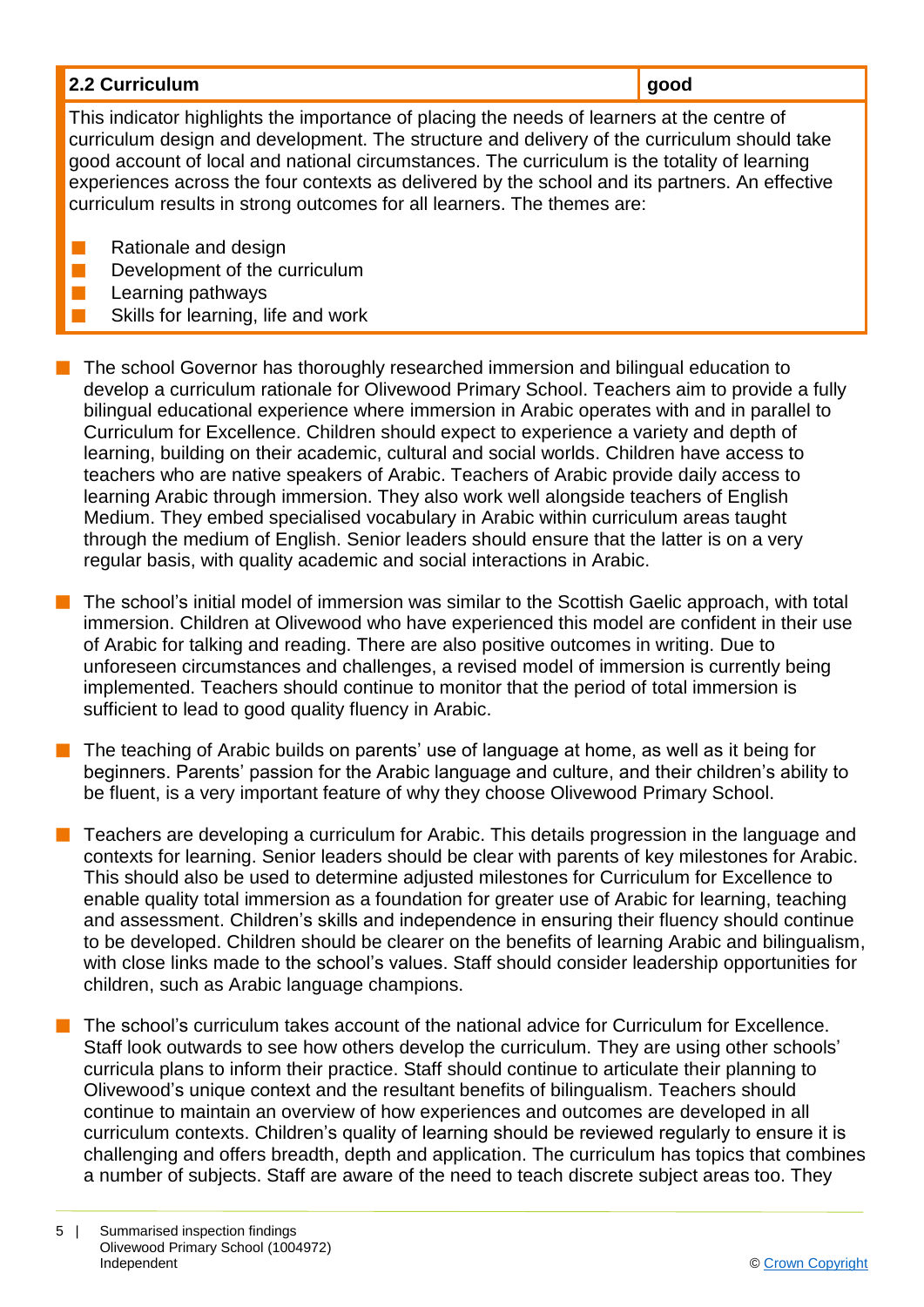| 2.2 Curriculum | good |
|---|---|

This indicator highlights the importance of placing the needs of learners at the centre of curriculum design and development. The structure and delivery of the curriculum should take good account of local and national circumstances. The curriculum is the totality of learning experiences across the four contexts as delivered by the school and its partners. An effective curriculum results in strong outcomes for all learners. The themes are:

- Rationale and design
- Development of the curriculum
- Learning pathways
- Skills for learning, life and work

- The school Governor has thoroughly researched immersion and bilingual education to develop a curriculum rationale for Olivewood Primary School. Teachers aim to provide a fully bilingual educational experience where immersion in Arabic operates with and in parallel to Curriculum for Excellence. Children should expect to experience a variety and depth of learning, building on their academic, cultural and social worlds. Children have access to teachers who are native speakers of Arabic. Teachers of Arabic provide daily access to learning Arabic through immersion. They also work well alongside teachers of English Medium. They embed specialised vocabulary in Arabic within curriculum areas taught through the medium of English. Senior leaders should ensure that the latter is on a very regular basis, with quality academic and social interactions in Arabic.

- The school's initial model of immersion was similar to the Scottish Gaelic approach, with total immersion. Children at Olivewood who have experienced this model are confident in their use of Arabic for talking and reading. There are also positive outcomes in writing. Due to unforeseen circumstances and challenges, a revised model of immersion is currently being implemented. Teachers should continue to monitor that the period of total immersion is sufficient to lead to good quality fluency in Arabic.

- The teaching of Arabic builds on parents' use of language at home, as well as it being for beginners. Parents' passion for the Arabic language and culture, and their children's ability to be fluent, is a very important feature of why they choose Olivewood Primary School.

- Teachers are developing a curriculum for Arabic. This details progression in the language and contexts for learning. Senior leaders should be clear with parents of key milestones for Arabic. This should also be used to determine adjusted milestones for Curriculum for Excellence to enable quality total immersion as a foundation for greater use of Arabic for learning, teaching and assessment. Children's skills and independence in ensuring their fluency should continue to be developed. Children should be clearer on the benefits of learning Arabic and bilingualism, with close links made to the school's values. Staff should consider leadership opportunities for children, such as Arabic language champions.

- The school's curriculum takes account of the national advice for Curriculum for Excellence. Staff look outwards to see how others develop the curriculum. They are using other schools' curricula plans to inform their practice. Staff should continue to articulate their planning to Olivewood's unique context and the resultant benefits of bilingualism. Teachers should continue to maintain an overview of how experiences and outcomes are developed in all curriculum contexts. Children's quality of learning should be reviewed regularly to ensure it is challenging and offers breadth, depth and application. The curriculum has topics that combines a number of subjects. Staff are aware of the need to teach discrete subject areas too. They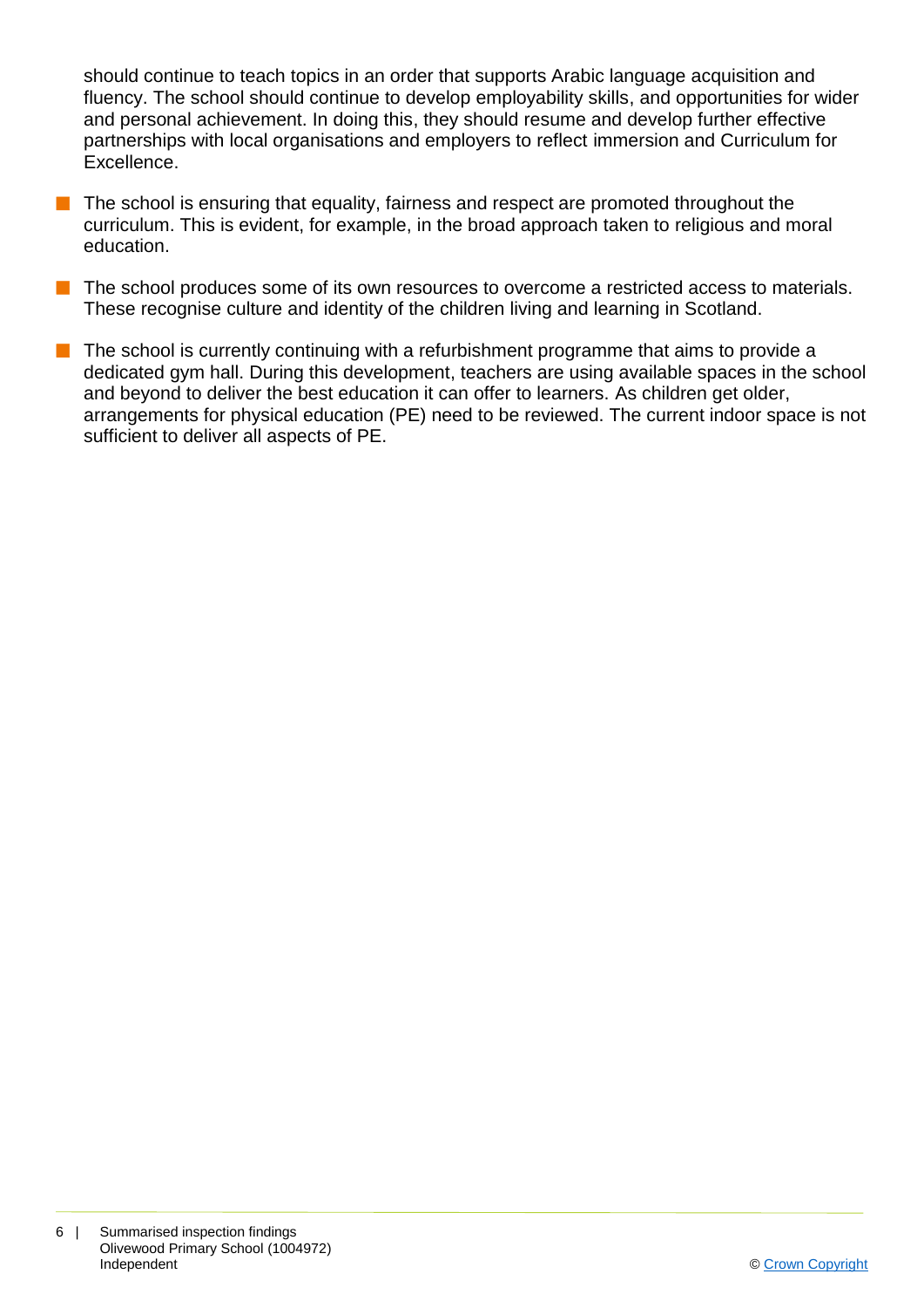should continue to teach topics in an order that supports Arabic language acquisition and fluency. The school should continue to develop employability skills, and opportunities for wider and personal achievement. In doing this, they should resume and develop further effective partnerships with local organisations and employers to reflect immersion and Curriculum for Excellence.

- The school is ensuring that equality, fairness and respect are promoted throughout the curriculum. This is evident, for example, in the broad approach taken to religious and moral education.
- The school produces some of its own resources to overcome a restricted access to materials. These recognise culture and identity of the children living and learning in Scotland.
- The school is currently continuing with a refurbishment programme that aims to provide a dedicated gym hall. During this development, teachers are using available spaces in the school and beyond to deliver the best education it can offer to learners. As children get older, arrangements for physical education (PE) need to be reviewed. The current indoor space is not sufficient to deliver all aspects of PE.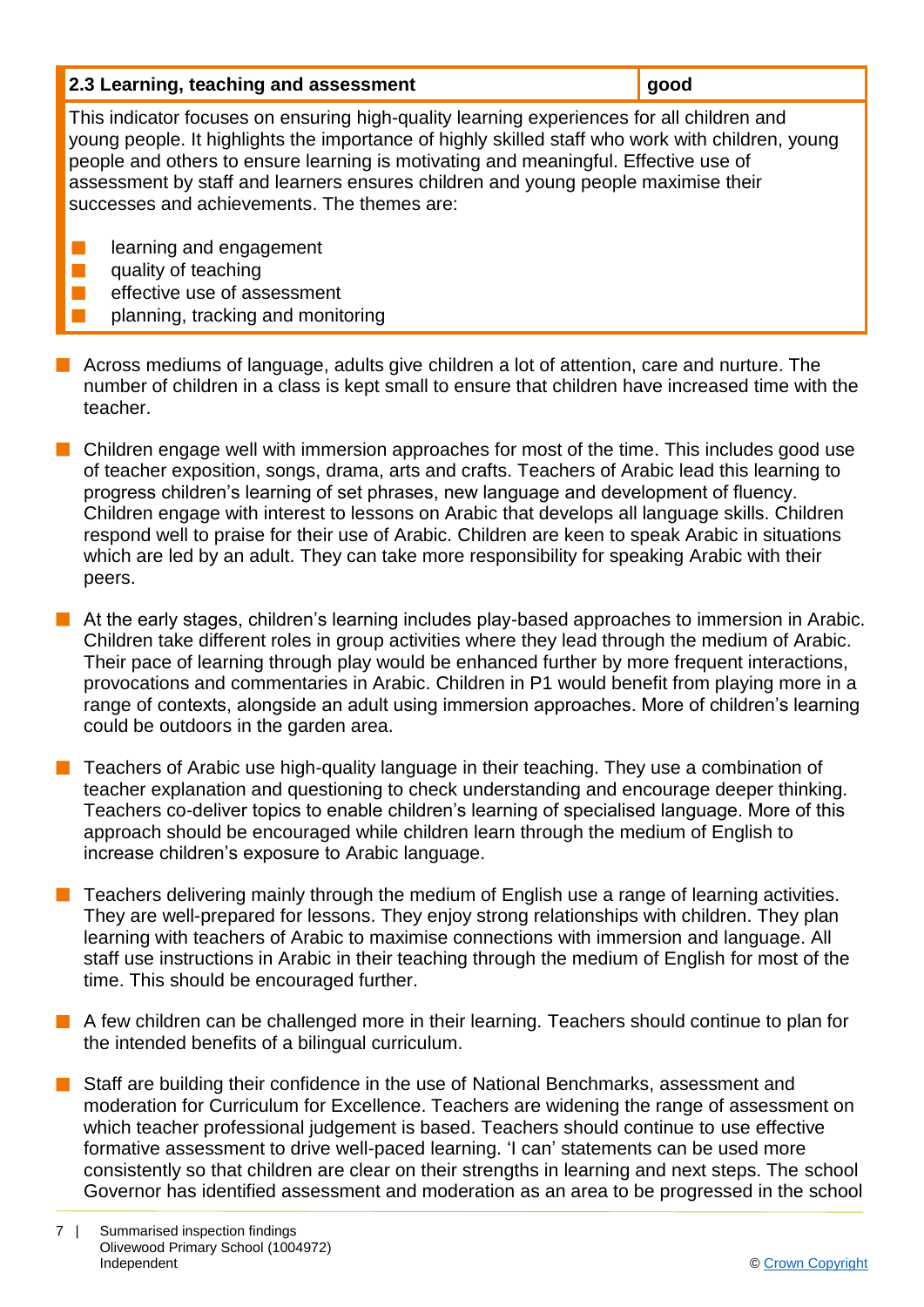| 2.3 Learning, teaching and assessment | good |
| --- | --- |

This indicator focuses on ensuring high-quality learning experiences for all children and young people. It highlights the importance of highly skilled staff who work with children, young people and others to ensure learning is motivating and meaningful. Effective use of assessment by staff and learners ensures children and young people maximise their successes and achievements. The themes are:

- learning and engagement
- quality of teaching
- effective use of assessment
- planning, tracking and monitoring

- Across mediums of language, adults give children a lot of attention, care and nurture. The number of children in a class is kept small to ensure that children have increased time with the teacher.

- Children engage well with immersion approaches for most of the time. This includes good use of teacher exposition, songs, drama, arts and crafts. Teachers of Arabic lead this learning to progress children's learning of set phrases, new language and development of fluency. Children engage with interest to lessons on Arabic that develops all language skills. Children respond well to praise for their use of Arabic. Children are keen to speak Arabic in situations which are led by an adult. They can take more responsibility for speaking Arabic with their peers.

- At the early stages, children's learning includes play-based approaches to immersion in Arabic. Children take different roles in group activities where they lead through the medium of Arabic. Their pace of learning through play would be enhanced further by more frequent interactions, provocations and commentaries in Arabic. Children in P1 would benefit from playing more in a range of contexts, alongside an adult using immersion approaches. More of children's learning could be outdoors in the garden area.

- Teachers of Arabic use high-quality language in their teaching. They use a combination of teacher explanation and questioning to check understanding and encourage deeper thinking. Teachers co-deliver topics to enable children's learning of specialised language. More of this approach should be encouraged while children learn through the medium of English to increase children's exposure to Arabic language.

- Teachers delivering mainly through the medium of English use a range of learning activities. They are well-prepared for lessons. They enjoy strong relationships with children. They plan learning with teachers of Arabic to maximise connections with immersion and language. All staff use instructions in Arabic in their teaching through the medium of English for most of the time. This should be encouraged further.

- A few children can be challenged more in their learning. Teachers should continue to plan for the intended benefits of a bilingual curriculum.

- Staff are building their confidence in the use of National Benchmarks, assessment and moderation for Curriculum for Excellence. Teachers are widening the range of assessment on which teacher professional judgement is based. Teachers should continue to use effective formative assessment to drive well-paced learning. 'I can' statements can be used more consistently so that children are clear on their strengths in learning and next steps. The school Governor has identified assessment and moderation as an area to be progressed in the school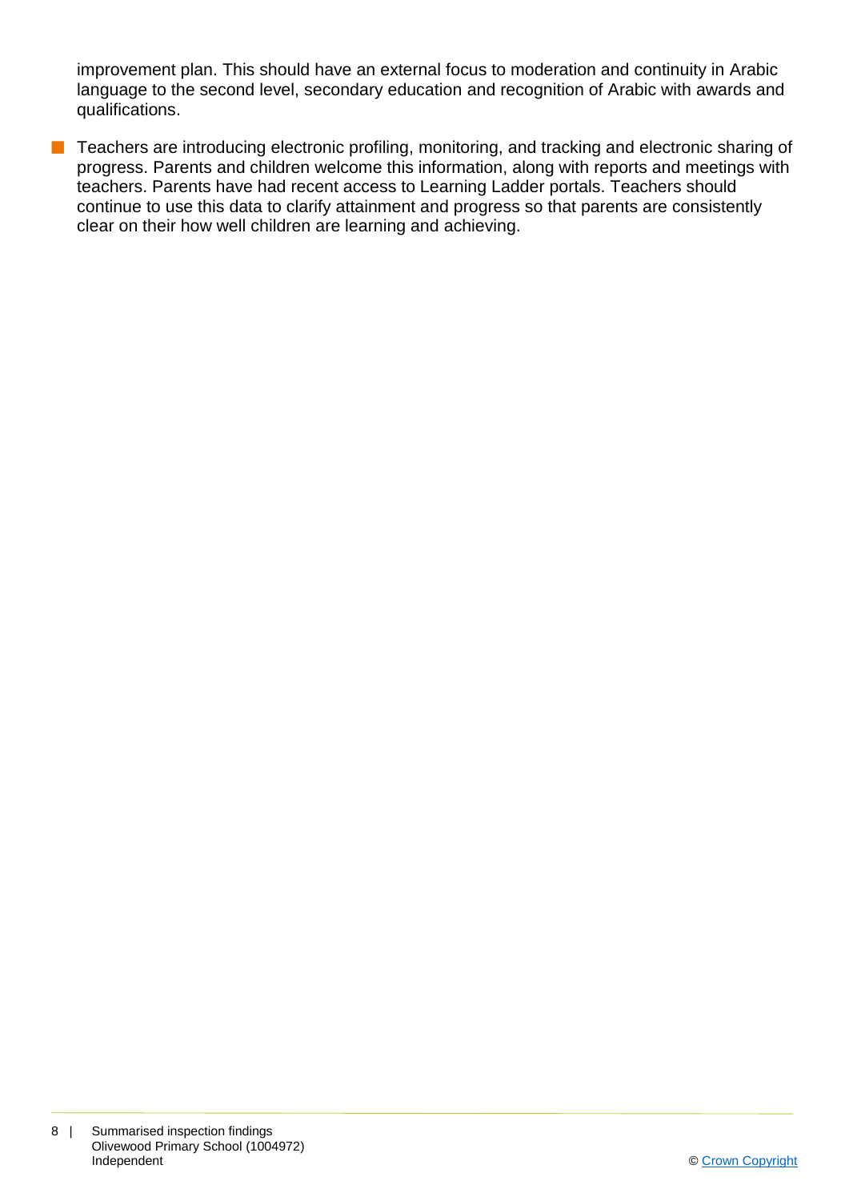improvement plan. This should have an external focus to moderation and continuity in Arabic language to the second level, secondary education and recognition of Arabic with awards and qualifications.

- Teachers are introducing electronic profiling, monitoring, and tracking and electronic sharing of progress. Parents and children welcome this information, along with reports and meetings with teachers. Parents have had recent access to Learning Ladder portals. Teachers should continue to use this data to clarify attainment and progress so that parents are consistently clear on their how well children are learning and achieving.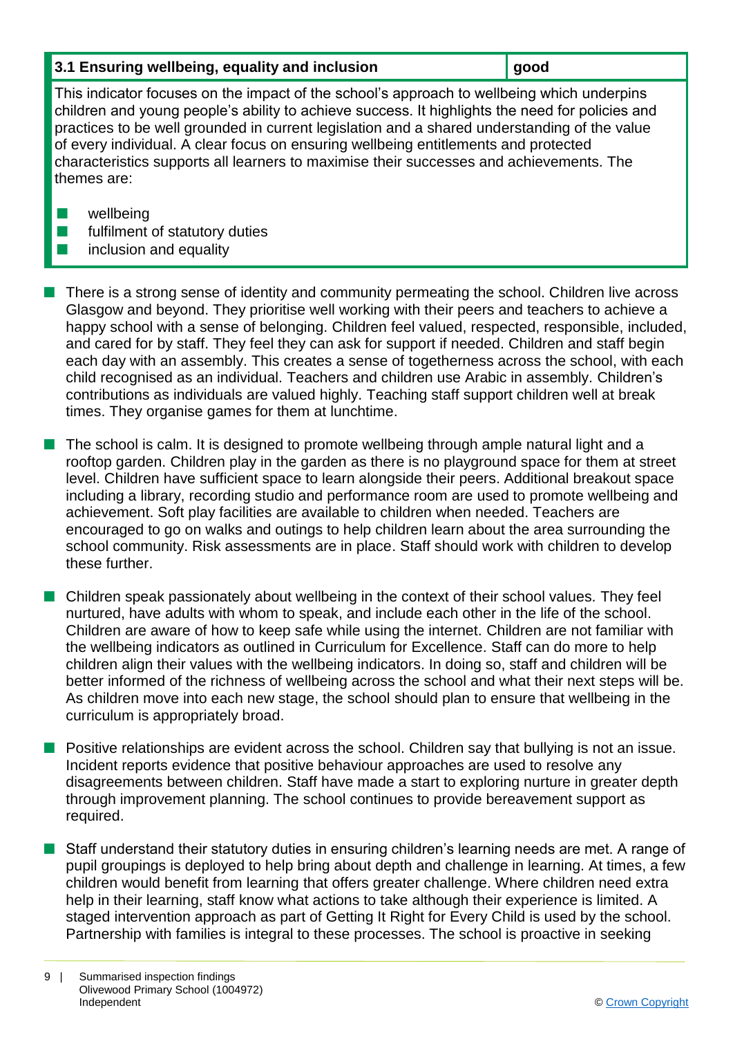| 3.1 Ensuring wellbeing, equality and inclusion | good |
| --- | --- |

This indicator focuses on the impact of the school's approach to wellbeing which underpins children and young people's ability to achieve success. It highlights the need for policies and practices to be well grounded in current legislation and a shared understanding of the value of every individual. A clear focus on ensuring wellbeing entitlements and protected characteristics supports all learners to maximise their successes and achievements. The themes are:

- wellbeing
- fulfilment of statutory duties
- inclusion and equality

- There is a strong sense of identity and community permeating the school. Children live across Glasgow and beyond. They prioritise well working with their peers and teachers to achieve a happy school with a sense of belonging. Children feel valued, respected, responsible, included, and cared for by staff. They feel they can ask for support if needed. Children and staff begin each day with an assembly. This creates a sense of togetherness across the school, with each child recognised as an individual. Teachers and children use Arabic in assembly. Children's contributions as individuals are valued highly. Teaching staff support children well at break times. They organise games for them at lunchtime.

- The school is calm. It is designed to promote wellbeing through ample natural light and a rooftop garden. Children play in the garden as there is no playground space for them at street level. Children have sufficient space to learn alongside their peers. Additional breakout space including a library, recording studio and performance room are used to promote wellbeing and achievement. Soft play facilities are available to children when needed. Teachers are encouraged to go on walks and outings to help children learn about the area surrounding the school community. Risk assessments are in place. Staff should work with children to develop these further.

- Children speak passionately about wellbeing in the context of their school values. They feel nurtured, have adults with whom to speak, and include each other in the life of the school. Children are aware of how to keep safe while using the internet. Children are not familiar with the wellbeing indicators as outlined in Curriculum for Excellence. Staff can do more to help children align their values with the wellbeing indicators. In doing so, staff and children will be better informed of the richness of wellbeing across the school and what their next steps will be. As children move into each new stage, the school should plan to ensure that wellbeing in the curriculum is appropriately broad.

- Positive relationships are evident across the school. Children say that bullying is not an issue. Incident reports evidence that positive behaviour approaches are used to resolve any disagreements between children. Staff have made a start to exploring nurture in greater depth through improvement planning. The school continues to provide bereavement support as required.

- Staff understand their statutory duties in ensuring children's learning needs are met. A range of pupil groupings is deployed to help bring about depth and challenge in learning. At times, a few children would benefit from learning that offers greater challenge. Where children need extra help in their learning, staff know what actions to take although their experience is limited. A staged intervention approach as part of Getting It Right for Every Child is used by the school. Partnership with families is integral to these processes. The school is proactive in seeking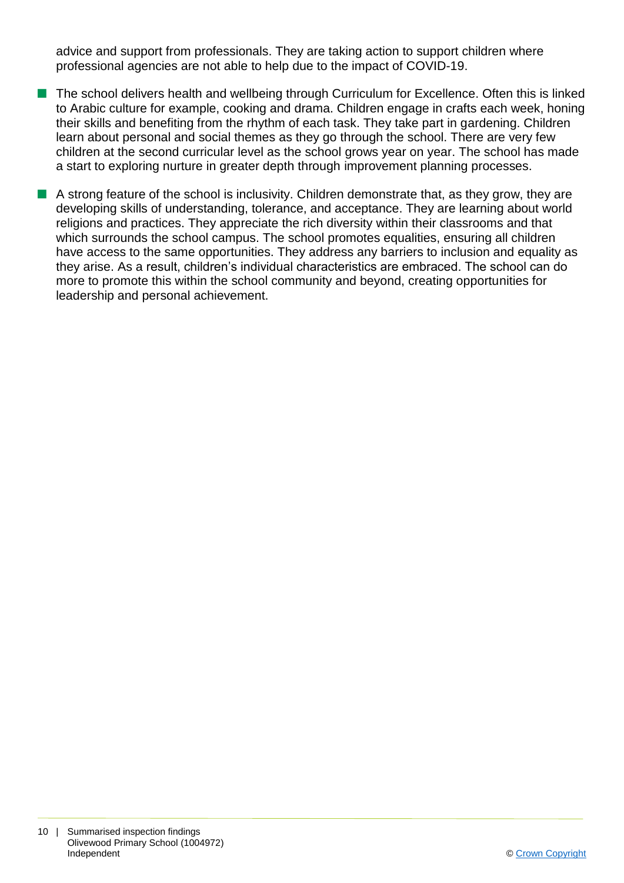advice and support from professionals. They are taking action to support children where professional agencies are not able to help due to the impact of COVID-19.

- The school delivers health and wellbeing through Curriculum for Excellence. Often this is linked to Arabic culture for example, cooking and drama. Children engage in crafts each week, honing their skills and benefiting from the rhythm of each task. They take part in gardening. Children learn about personal and social themes as they go through the school. There are very few children at the second curricular level as the school grows year on year. The school has made a start to exploring nurture in greater depth through improvement planning processes.
- A strong feature of the school is inclusivity. Children demonstrate that, as they grow, they are developing skills of understanding, tolerance, and acceptance. They are learning about world religions and practices. They appreciate the rich diversity within their classrooms and that which surrounds the school campus. The school promotes equalities, ensuring all children have access to the same opportunities. They address any barriers to inclusion and equality as they arise. As a result, children's individual characteristics are embraced. The school can do more to promote this within the school community and beyond, creating opportunities for leadership and personal achievement.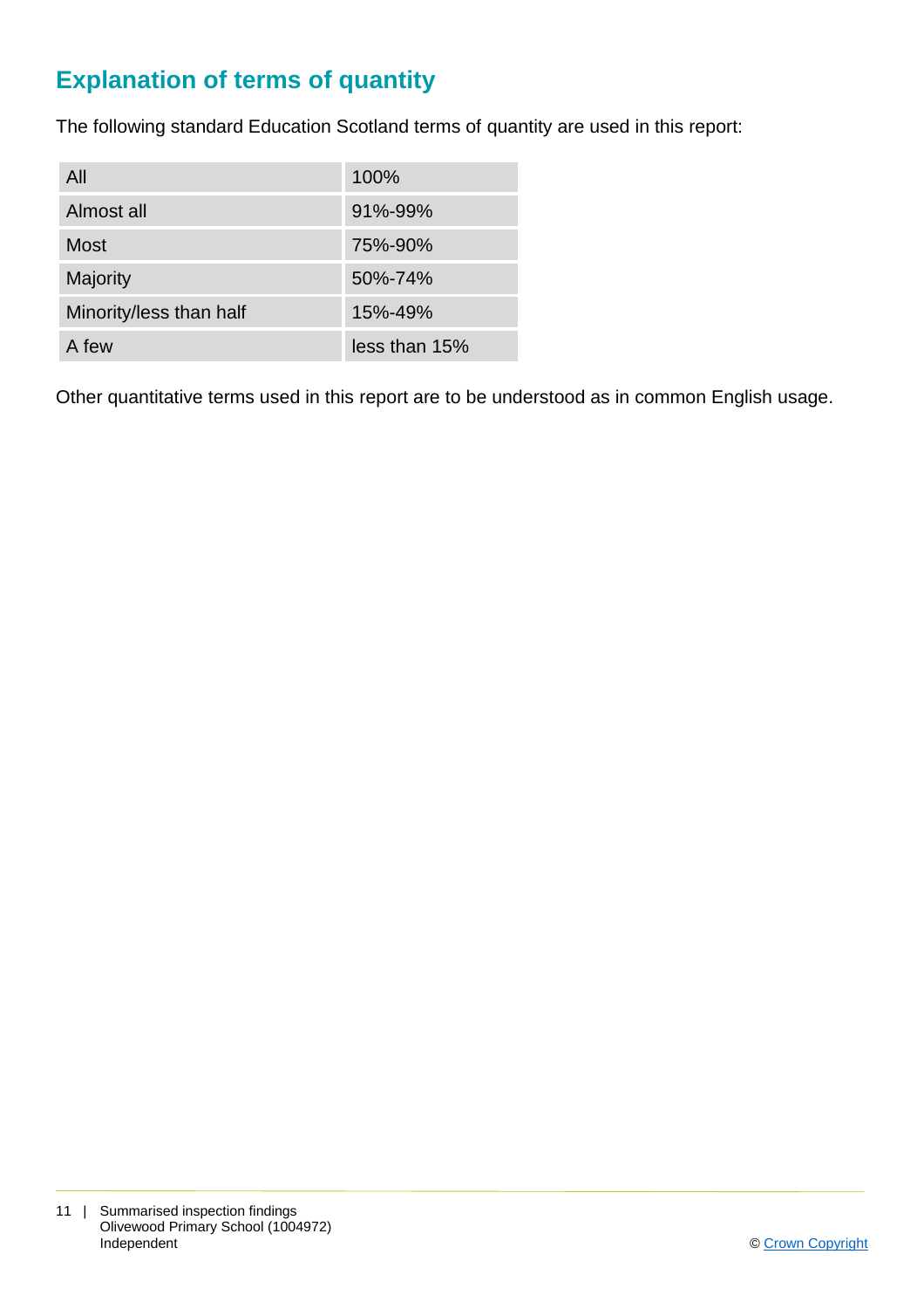## Explanation of terms of quantity

The following standard Education Scotland terms of quantity are used in this report:

| | |
|---|---|
| All | 100% |
| Almost all | 91%-99% |
| Most | 75%-90% |
| Majority | 50%-74% |
| Minority/less than half | 15%-49% |
| A few | less than 15% |

Other quantitative terms used in this report are to be understood as in common English usage.